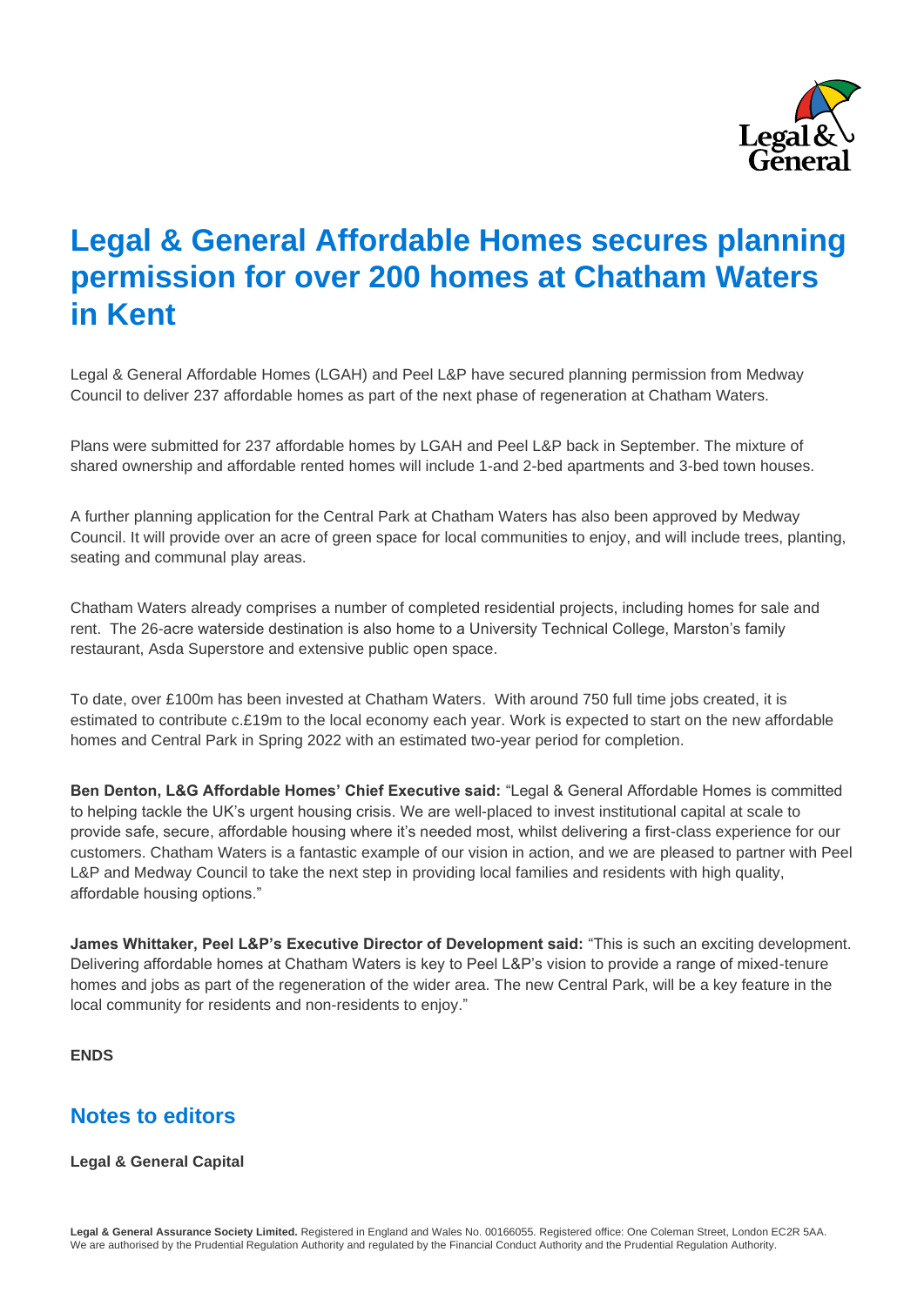# Legal & General Affordable Homes secures planning permission for over 200 homes at Chatham Waters in Kent

Legal & General Affordable Homes (LGAH) and Peel L&P have secured planning permission from Medway Council to deliver 237 affordable homes as part of the next phase of regeneration at Chatham Waters.

Plans were submitted for 237 affordable homes by LGAH and Peel L&P back in September. The mixture of shared ownership and affordable rented homes will include 1-and 2-bed apartments and 3-bed town houses.

A further planning application for the Central Park at Chatham Waters has also been approved by Medway Council. It will provide over an acre of green space for local communities to enjoy, and will include trees, planting, seating and communal play areas.

Chatham Waters already comprises a number of completed residential projects, including homes for sale and rent. The 26-acre waterside destination is also home to a University Technical College, Marston's family restaurant, Asda Superstore and extensive public open space.

To date, over £100m has been invested at Chatham Waters. With around 750 full time jobs created, it is estimated to contribute c.£19m to the local economy each year. Work is expected to start on the new affordable homes and Central Park in Spring 2022 with an estimated two-year period for completion.

**Ben Denton, L&G Affordable Homes' Chief Executive said:** "Legal & General Affordable Homes is committed to helping tackle the UK's urgent housing crisis. We are well-placed to invest institutional capital at scale to provide safe, secure, affordable housing where it's needed most, whilst delivering a first-class experience for our customers. Chatham Waters is a fantastic example of our vision in action, and we are pleased to partner with Peel L&P and Medway Council to take the next step in providing local families and residents with high quality, affordable housing options."

**James Whittaker, Peel L&P's Executive Director of Development said:** "This is such an exciting development. Delivering affordable homes at Chatham Waters is key to Peel L&P's vision to provide a range of mixed-tenure homes and jobs as part of the regeneration of the wider area. The new Central Park, will be a key feature in the local community for residents and non-residents to enjoy."

**ENDS**

## Notes to editors

**Legal & General Capital**

**Legal & General Assurance Society Limited.** Registered in England and Wales No. 00166055. Registered office: One Coleman Street, London EC2R 5AA. We are authorised by the Prudential Regulation Authority and regulated by the Financial Conduct Authority and the Prudential Regulation Authority.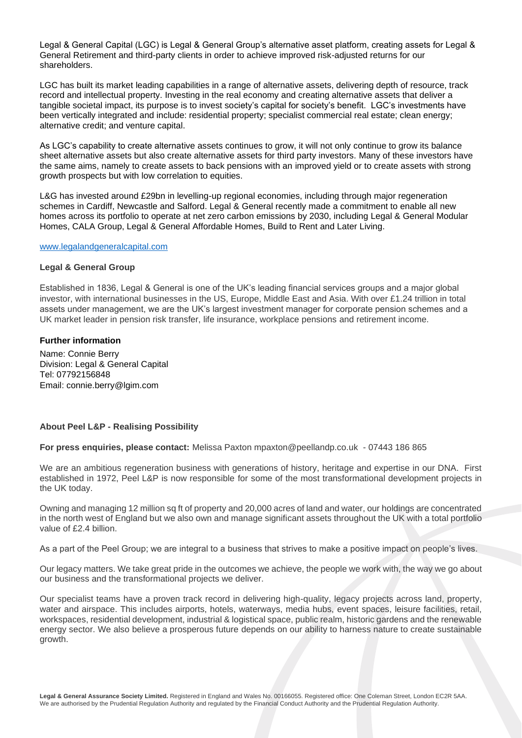Legal & General Capital (LGC) is Legal & General Group's alternative asset platform, creating assets for Legal & General Retirement and third-party clients in order to achieve improved risk-adjusted returns for our shareholders.

LGC has built its market leading capabilities in a range of alternative assets, delivering depth of resource, track record and intellectual property. Investing in the real economy and creating alternative assets that deliver a tangible societal impact, its purpose is to invest society's capital for society's benefit. LGC's investments have been vertically integrated and include: residential property; specialist commercial real estate; clean energy; alternative credit; and venture capital.

As LGC's capability to create alternative assets continues to grow, it will not only continue to grow its balance sheet alternative assets but also create alternative assets for third party investors. Many of these investors have the same aims, namely to create assets to back pensions with an improved yield or to create assets with strong growth prospects but with low correlation to equities.

L&G has invested around £29bn in levelling-up regional economies, including through major regeneration schemes in Cardiff, Newcastle and Salford. Legal & General recently made a commitment to enable all new homes across its portfolio to operate at net zero carbon emissions by 2030, including Legal & General Modular Homes, CALA Group, Legal & General Affordable Homes, Build to Rent and Later Living.

www.legalandgeneralcapital.com

**Legal & General Group**

Established in 1836, Legal & General is one of the UK's leading financial services groups and a major global investor, with international businesses in the US, Europe, Middle East and Asia. With over £1.24 trillion in total assets under management, we are the UK's largest investment manager for corporate pension schemes and a UK market leader in pension risk transfer, life insurance, workplace pensions and retirement income.

**Further information**

Name: Connie Berry
Division: Legal & General Capital
Tel: 07792156848
Email: connie.berry@lgim.com

**About Peel L&P - Realising Possibility**

**For press enquiries, please contact:** Melissa Paxton mpaxton@peellandp.co.uk - 07443 186 865

We are an ambitious regeneration business with generations of history, heritage and expertise in our DNA. First established in 1972, Peel L&P is now responsible for some of the most transformational development projects in the UK today.

Owning and managing 12 million sq ft of property and 20,000 acres of land and water, our holdings are concentrated in the north west of England but we also own and manage significant assets throughout the UK with a total portfolio value of £2.4 billion.

As a part of the Peel Group; we are integral to a business that strives to make a positive impact on people's lives.

Our legacy matters. We take great pride in the outcomes we achieve, the people we work with, the way we go about our business and the transformational projects we deliver.

Our specialist teams have a proven track record in delivering high-quality, legacy projects across land, property, water and airspace. This includes airports, hotels, waterways, media hubs, event spaces, leisure facilities, retail, workspaces, residential development, industrial & logistical space, public realm, historic gardens and the renewable energy sector. We also believe a prosperous future depends on our ability to harness nature to create sustainable growth.

**Legal & General Assurance Society Limited.** Registered in England and Wales No. 00166055. Registered office: One Coleman Street, London EC2R 5AA. We are authorised by the Prudential Regulation Authority and regulated by the Financial Conduct Authority and the Prudential Regulation Authority.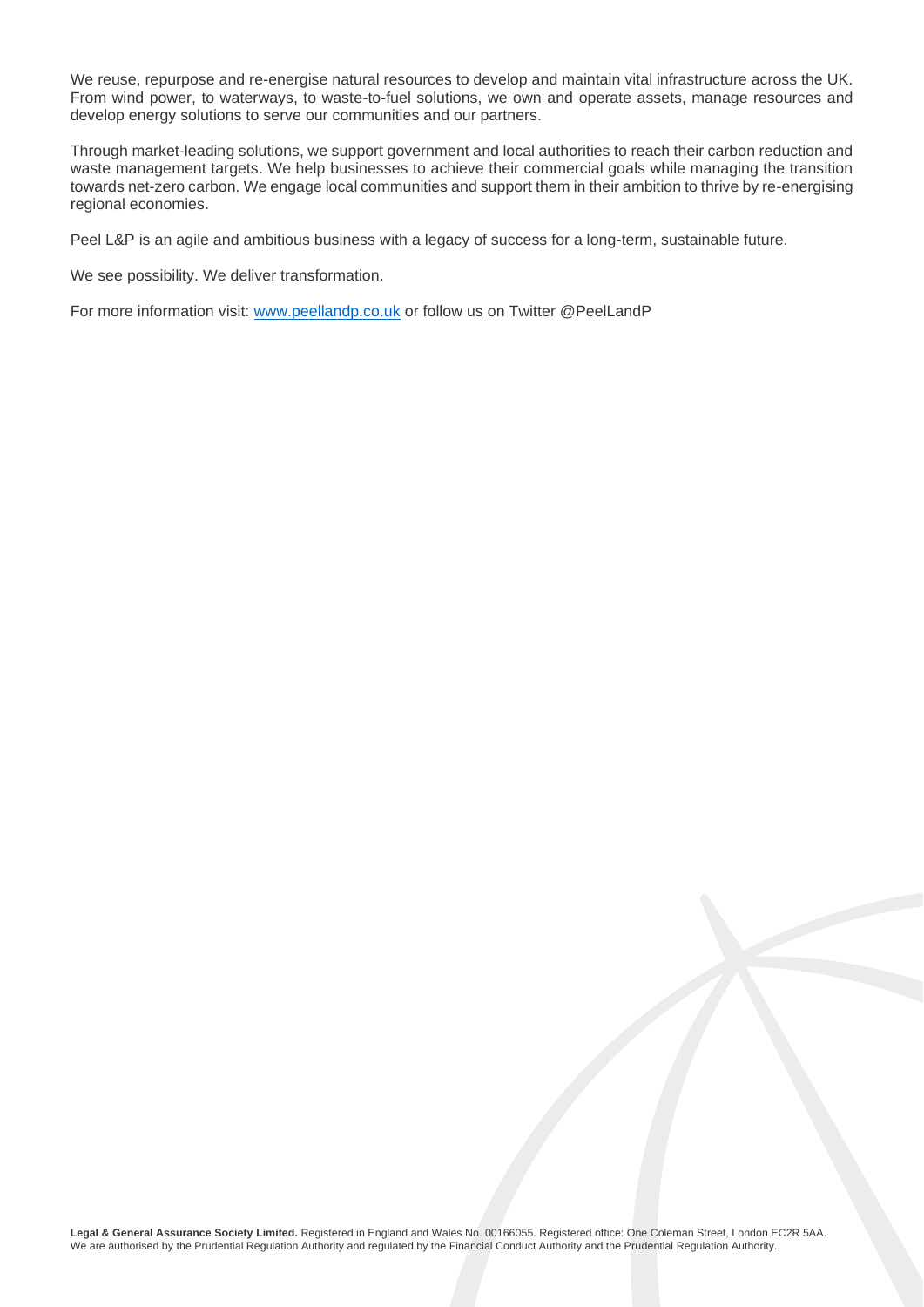We reuse, repurpose and re-energise natural resources to develop and maintain vital infrastructure across the UK. From wind power, to waterways, to waste-to-fuel solutions, we own and operate assets, manage resources and develop energy solutions to serve our communities and our partners.

Through market-leading solutions, we support government and local authorities to reach their carbon reduction and waste management targets. We help businesses to achieve their commercial goals while managing the transition towards net-zero carbon. We engage local communities and support them in their ambition to thrive by re-energising regional economies.

Peel L&P is an agile and ambitious business with a legacy of success for a long-term, sustainable future.

We see possibility. We deliver transformation.

For more information visit: [www.peellandp.co.uk](http://www.peellandp.co.uk) or follow us on Twitter @PeelLandP

**Legal & General Assurance Society Limited.** Registered in England and Wales No. 00166055. Registered office: One Coleman Street, London EC2R 5AA. We are authorised by the Prudential Regulation Authority and regulated by the Financial Conduct Authority and the Prudential Regulation Authority.